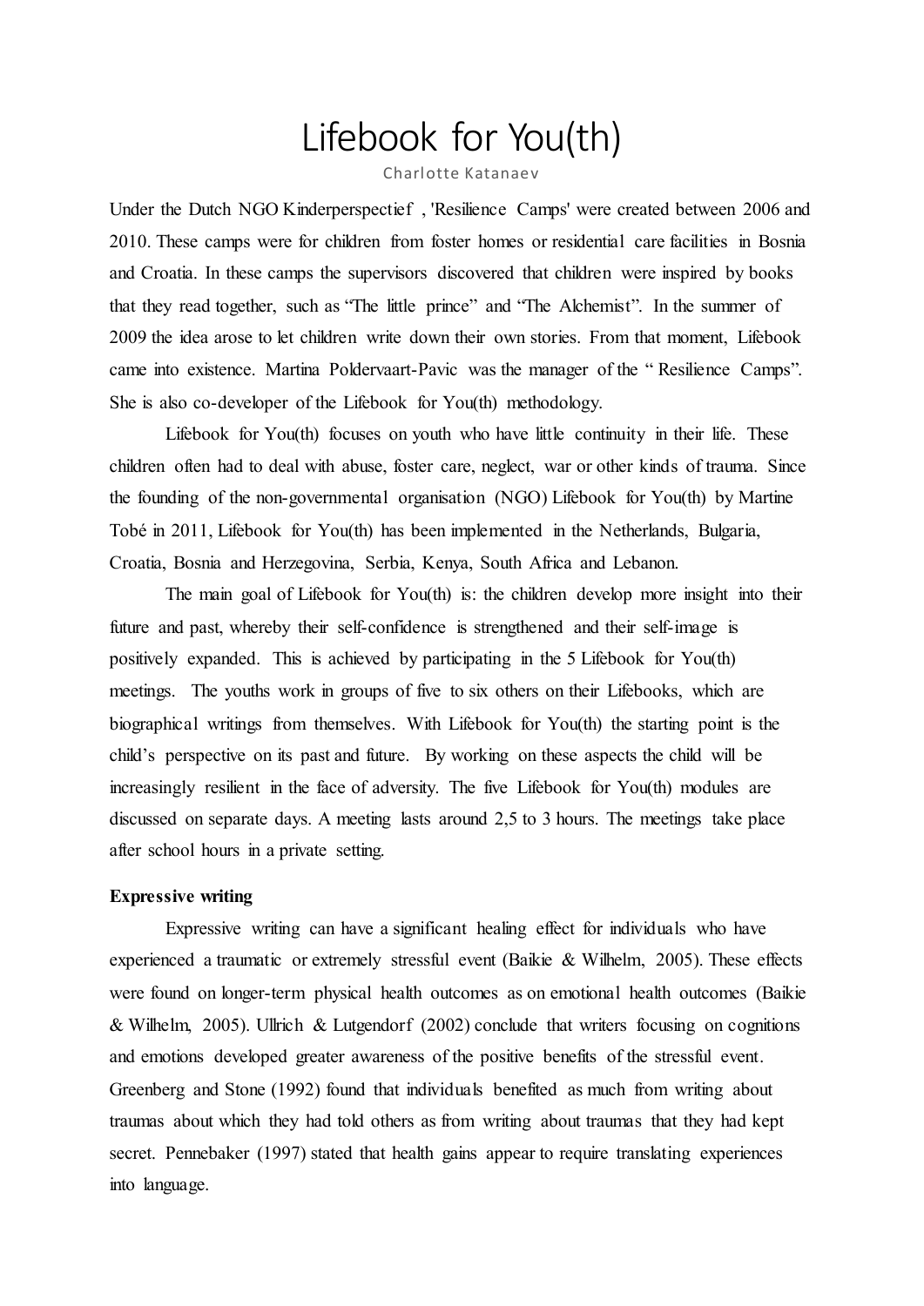# Lifebook for You(th)

Charlotte Katanaev

Under the Dutch NGO Kinderperspectief , 'Resilience Camps' were created between 2006 and 2010. These camps were for children from foster homes or residential care facilities in Bosnia and Croatia. In these camps the supervisors discovered that children were inspired by books that they read together, such as "The little prince" and "The Alchemist". In the summer of 2009 the idea arose to let children write down their own stories. From that moment, Lifebook came into existence. Martina Poldervaart-Pavic was the manager of the " Resilience Camps". She is also co-developer of the Lifebook for You(th) methodology.

Lifebook for You(th) focuses on youth who have little continuity in their life. These children often had to deal with abuse, foster care, neglect, war or other kinds of trauma. Since the founding of the non-governmental organisation (NGO) Lifebook for You(th) by Martine Tobé in 2011, Lifebook for You(th) has been implemented in the Netherlands, Bulgaria, Croatia, Bosnia and Herzegovina, Serbia, Kenya, South Africa and Lebanon.

The main goal of Lifebook for You(th) is: the children develop more insight into their future and past, whereby their self-confidence is strengthened and their self-image is positively expanded. This is achieved by participating in the 5 Lifebook for You(th) meetings. The youths work in groups of five to six others on their Lifebooks, which are biographical writings from themselves. With Lifebook for You(th) the starting point is the child's perspective on its past and future. By working on these aspects the child will be increasingly resilient in the face of adversity. The five Lifebook for You(th) modules are discussed on separate days. A meeting lasts around 2,5 to 3 hours. The meetings take place after school hours in a private setting.

**Expressive writing**

Expressive writing can have a significant healing effect for individuals who have experienced a traumatic or extremely stressful event (Baikie & Wilhelm, 2005). These effects were found on longer-term physical health outcomes as on emotional health outcomes (Baikie & Wilhelm, 2005). Ullrich & Lutgendorf (2002) conclude that writers focusing on cognitions and emotions developed greater awareness of the positive benefits of the stressful event. Greenberg and Stone (1992) found that individuals benefited as much from writing about traumas about which they had told others as from writing about traumas that they had kept secret. Pennebaker (1997) stated that health gains appear to require translating experiences into language.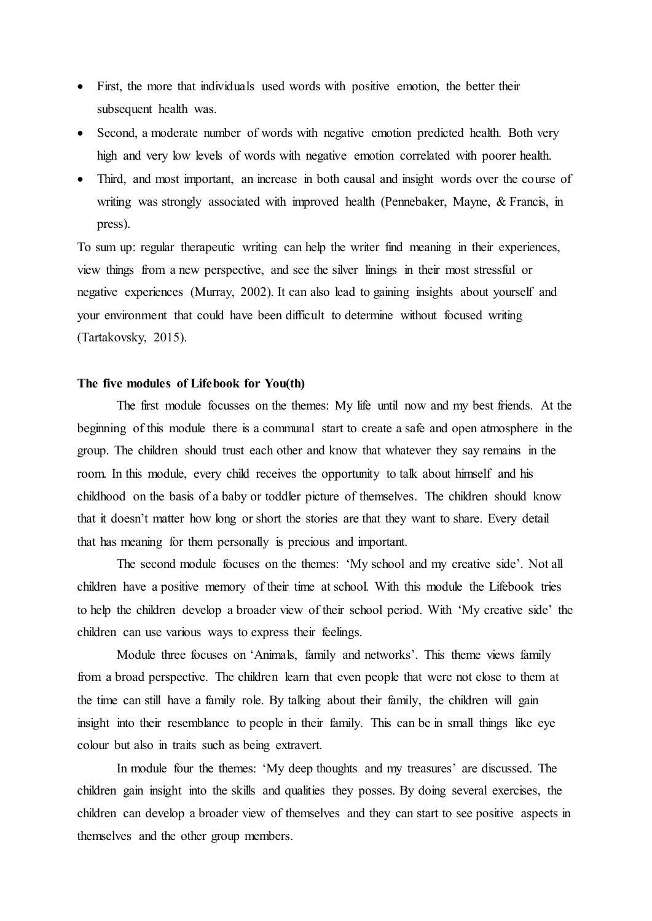- First, the more that individuals used words with positive emotion, the better their subsequent health was.
- Second, a moderate number of words with negative emotion predicted health. Both very high and very low levels of words with negative emotion correlated with poorer health.
- Third, and most important, an increase in both causal and insight words over the course of writing was strongly associated with improved health (Pennebaker, Mayne, & Francis, in press).

To sum up: regular therapeutic writing can help the writer find meaning in their experiences, view things from a new perspective, and see the silver linings in their most stressful or negative experiences (Murray, 2002). It can also lead to gaining insights about yourself and your environment that could have been difficult to determine without focused writing (Tartakovsky, 2015).

**The five modules of Lifebook for You(th)**

The first module focusses on the themes: My life until now and my best friends. At the beginning of this module there is a communal start to create a safe and open atmosphere in the group. The children should trust each other and know that whatever they say remains in the room. In this module, every child receives the opportunity to talk about himself and his childhood on the basis of a baby or toddler picture of themselves. The children should know that it doesn't matter how long or short the stories are that they want to share. Every detail that has meaning for them personally is precious and important.

The second module focuses on the themes: 'My school and my creative side'. Not all children have a positive memory of their time at school. With this module the Lifebook tries to help the children develop a broader view of their school period. With 'My creative side' the children can use various ways to express their feelings.

Module three focuses on 'Animals, family and networks'. This theme views family from a broad perspective. The children learn that even people that were not close to them at the time can still have a family role. By talking about their family, the children will gain insight into their resemblance to people in their family. This can be in small things like eye colour but also in traits such as being extravert.

In module four the themes: 'My deep thoughts and my treasures' are discussed. The children gain insight into the skills and qualities they posses. By doing several exercises, the children can develop a broader view of themselves and they can start to see positive aspects in themselves and the other group members.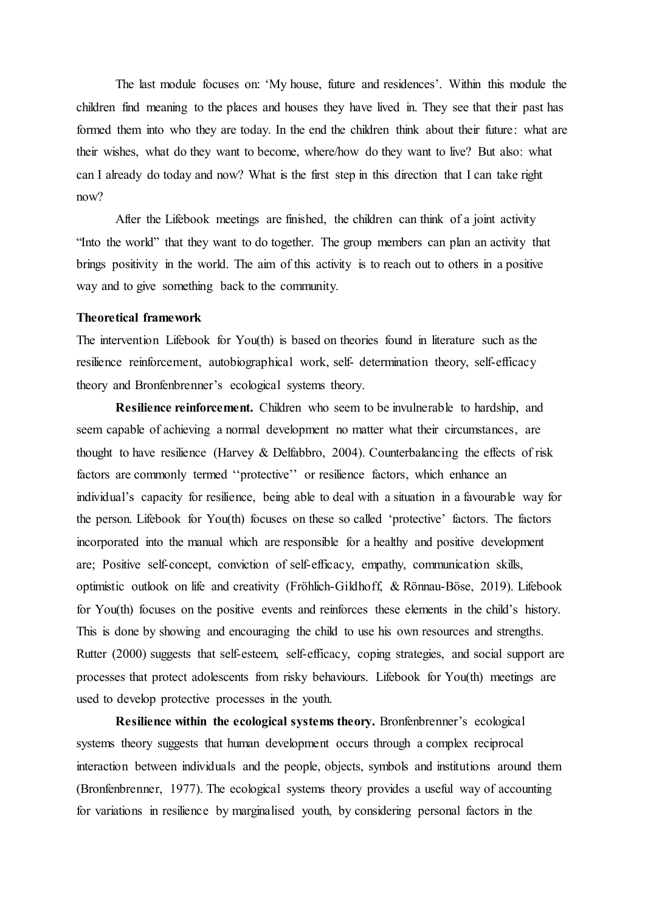The last module focuses on: 'My house, future and residences'. Within this module the children find meaning to the places and houses they have lived in. They see that their past has formed them into who they are today. In the end the children think about their future: what are their wishes, what do they want to become, where/how do they want to live? But also: what can I already do today and now? What is the first step in this direction that I can take right now?

After the Lifebook meetings are finished, the children can think of a joint activity "Into the world" that they want to do together. The group members can plan an activity that brings positivity in the world. The aim of this activity is to reach out to others in a positive way and to give something back to the community.

**Theoretical framework**

The intervention Lifebook for You(th) is based on theories found in literature such as the resilience reinforcement, autobiographical work, self- determination theory, self-efficacy theory and Bronfenbrenner's ecological systems theory.

**Resilience reinforcement.** Children who seem to be invulnerable to hardship, and seem capable of achieving a normal development no matter what their circumstances, are thought to have resilience (Harvey & Delfabbro, 2004). Counterbalancing the effects of risk factors are commonly termed ''protective'' or resilience factors, which enhance an individual's capacity for resilience, being able to deal with a situation in a favourable way for the person. Lifebook for You(th) focuses on these so called 'protective' factors. The factors incorporated into the manual which are responsible for a healthy and positive development are; Positive self-concept, conviction of self-efficacy, empathy, communication skills, optimistic outlook on life and creativity (Fröhlich-Gildhoff, & Rönnau-Böse, 2019). Lifebook for You(th) focuses on the positive events and reinforces these elements in the child's history. This is done by showing and encouraging the child to use his own resources and strengths. Rutter (2000) suggests that self-esteem, self-efficacy, coping strategies, and social support are processes that protect adolescents from risky behaviours. Lifebook for You(th) meetings are used to develop protective processes in the youth.

**Resilience within the ecological systems theory.** Bronfenbrenner's ecological systems theory suggests that human development occurs through a complex reciprocal interaction between individuals and the people, objects, symbols and institutions around them (Bronfenbrenner, 1977). The ecological systems theory provides a useful way of accounting for variations in resilience by marginalised youth, by considering personal factors in the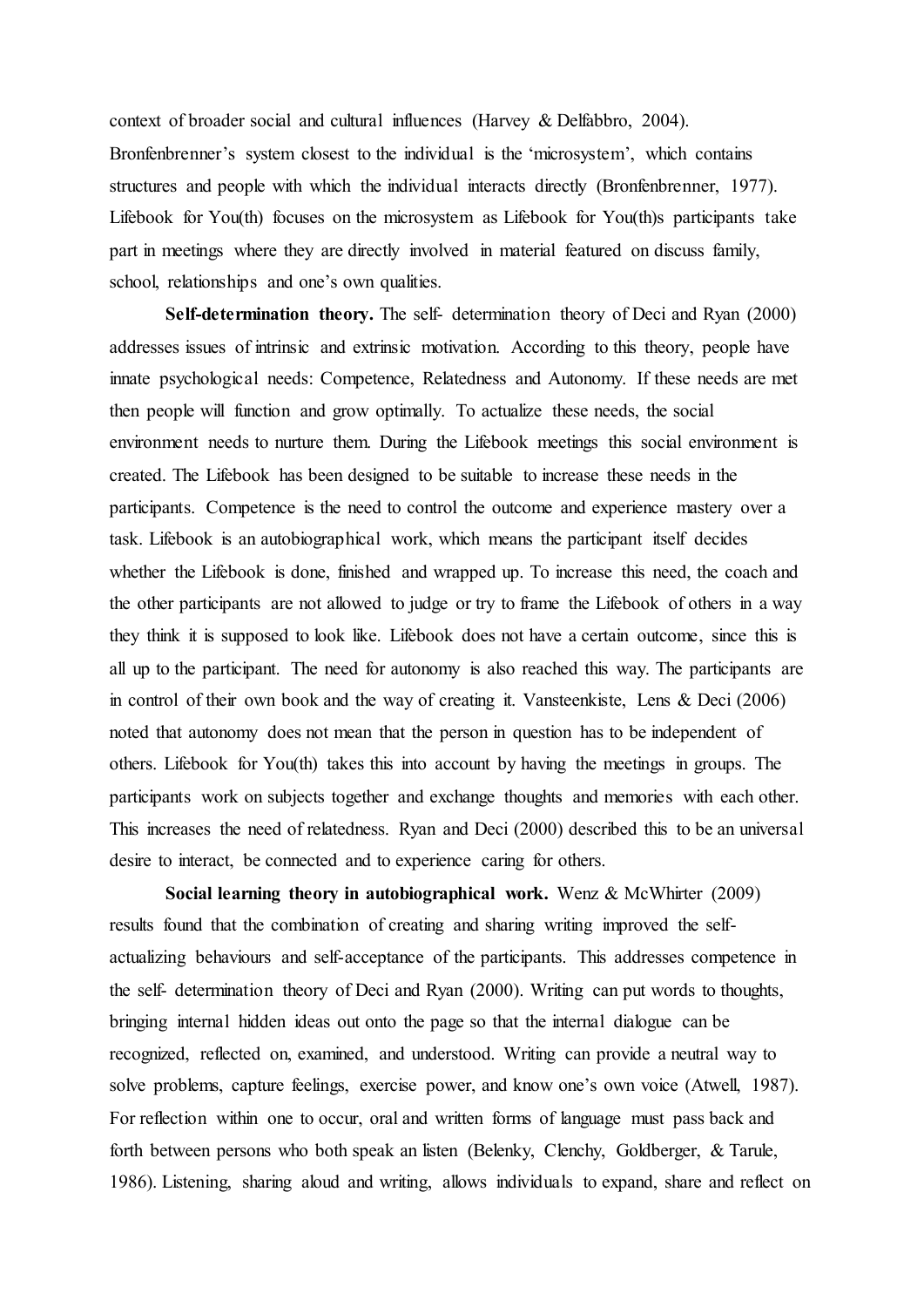context of broader social and cultural influences (Harvey & Delfabbro, 2004). Bronfenbrenner's system closest to the individual is the 'microsystem', which contains structures and people with which the individual interacts directly (Bronfenbrenner, 1977). Lifebook for You(th) focuses on the microsystem as Lifebook for You(th)s participants take part in meetings where they are directly involved in material featured on discuss family, school, relationships and one's own qualities.

**Self-determination theory.** The self- determination theory of Deci and Ryan (2000) addresses issues of intrinsic and extrinsic motivation. According to this theory, people have innate psychological needs: Competence, Relatedness and Autonomy. If these needs are met then people will function and grow optimally. To actualize these needs, the social environment needs to nurture them. During the Lifebook meetings this social environment is created. The Lifebook has been designed to be suitable to increase these needs in the participants. Competence is the need to control the outcome and experience mastery over a task. Lifebook is an autobiographical work, which means the participant itself decides whether the Lifebook is done, finished and wrapped up. To increase this need, the coach and the other participants are not allowed to judge or try to frame the Lifebook of others in a way they think it is supposed to look like. Lifebook does not have a certain outcome, since this is all up to the participant. The need for autonomy is also reached this way. The participants are in control of their own book and the way of creating it. Vansteenkiste, Lens & Deci (2006) noted that autonomy does not mean that the person in question has to be independent of others. Lifebook for You(th) takes this into account by having the meetings in groups. The participants work on subjects together and exchange thoughts and memories with each other. This increases the need of relatedness. Ryan and Deci (2000) described this to be an universal desire to interact, be connected and to experience caring for others.

**Social learning theory in autobiographical work.** Wenz & McWhirter (2009) results found that the combination of creating and sharing writing improved the self-actualizing behaviours and self-acceptance of the participants. This addresses competence in the self- determination theory of Deci and Ryan (2000). Writing can put words to thoughts, bringing internal hidden ideas out onto the page so that the internal dialogue can be recognized, reflected on, examined, and understood. Writing can provide a neutral way to solve problems, capture feelings, exercise power, and know one's own voice (Atwell, 1987). For reflection within one to occur, oral and written forms of language must pass back and forth between persons who both speak an listen (Belenky, Clenchy, Goldberger, & Tarule, 1986). Listening, sharing aloud and writing, allows individuals to expand, share and reflect on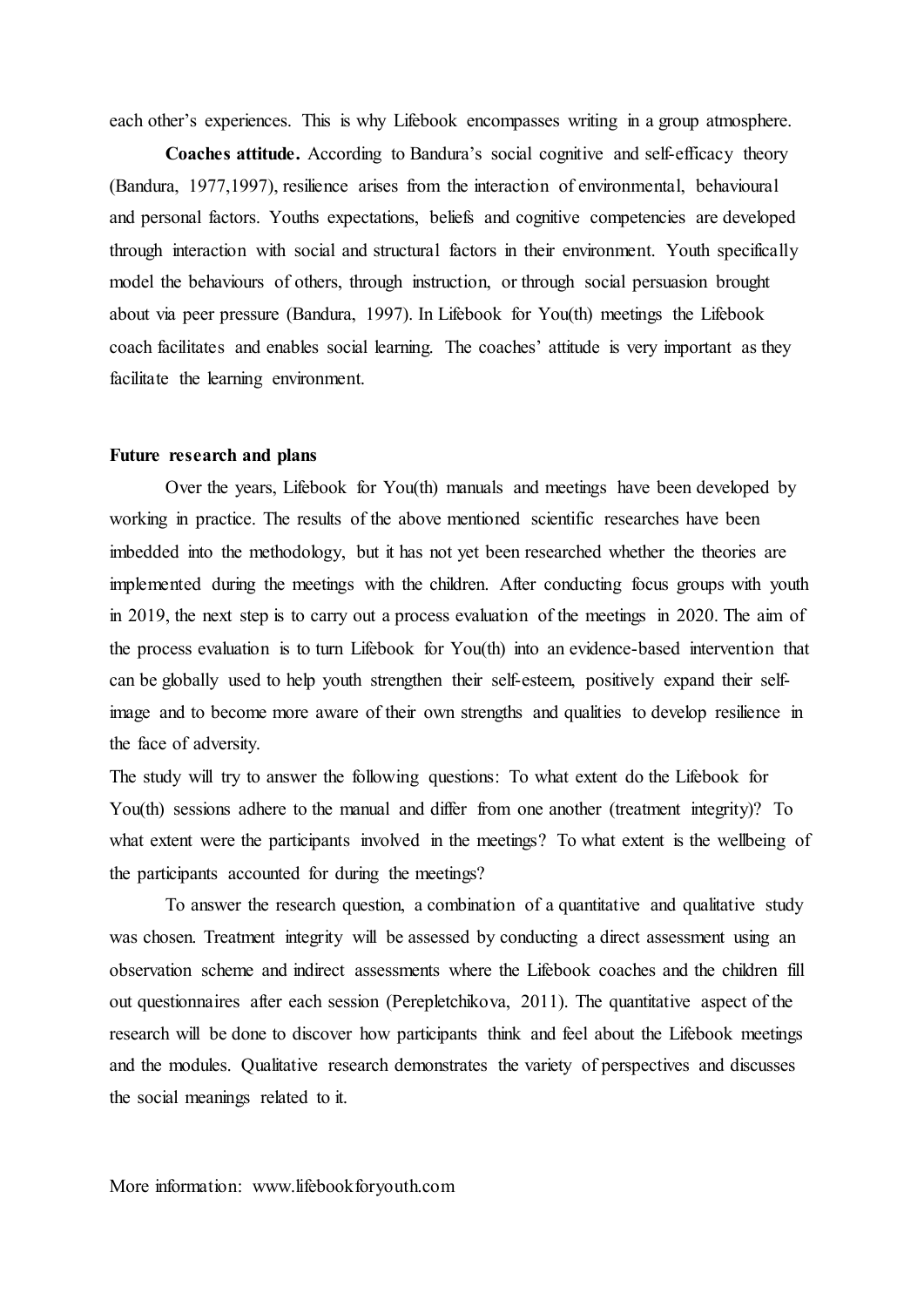each other's experiences. This is why Lifebook encompasses writing in a group atmosphere.

**Coaches attitude.** According to Bandura's social cognitive and self-efficacy theory (Bandura, 1977,1997), resilience arises from the interaction of environmental, behavioural and personal factors. Youths expectations, beliefs and cognitive competencies are developed through interaction with social and structural factors in their environment. Youth specifically model the behaviours of others, through instruction, or through social persuasion brought about via peer pressure (Bandura, 1997). In Lifebook for You(th) meetings the Lifebook coach facilitates and enables social learning. The coaches' attitude is very important as they facilitate the learning environment.

**Future research and plans**

Over the years, Lifebook for You(th) manuals and meetings have been developed by working in practice. The results of the above mentioned scientific researches have been imbedded into the methodology, but it has not yet been researched whether the theories are implemented during the meetings with the children. After conducting focus groups with youth in 2019, the next step is to carry out a process evaluation of the meetings in 2020. The aim of the process evaluation is to turn Lifebook for You(th) into an evidence-based intervention that can be globally used to help youth strengthen their self-esteem, positively expand their self-image and to become more aware of their own strengths and qualities to develop resilience in the face of adversity.

The study will try to answer the following questions: To what extent do the Lifebook for You(th) sessions adhere to the manual and differ from one another (treatment integrity)? To what extent were the participants involved in the meetings? To what extent is the wellbeing of the participants accounted for during the meetings?

To answer the research question, a combination of a quantitative and qualitative study was chosen. Treatment integrity will be assessed by conducting a direct assessment using an observation scheme and indirect assessments where the Lifebook coaches and the children fill out questionnaires after each session (Perepletchikova, 2011). The quantitative aspect of the research will be done to discover how participants think and feel about the Lifebook meetings and the modules. Qualitative research demonstrates the variety of perspectives and discusses the social meanings related to it.

More information: www.lifebookforyouth.com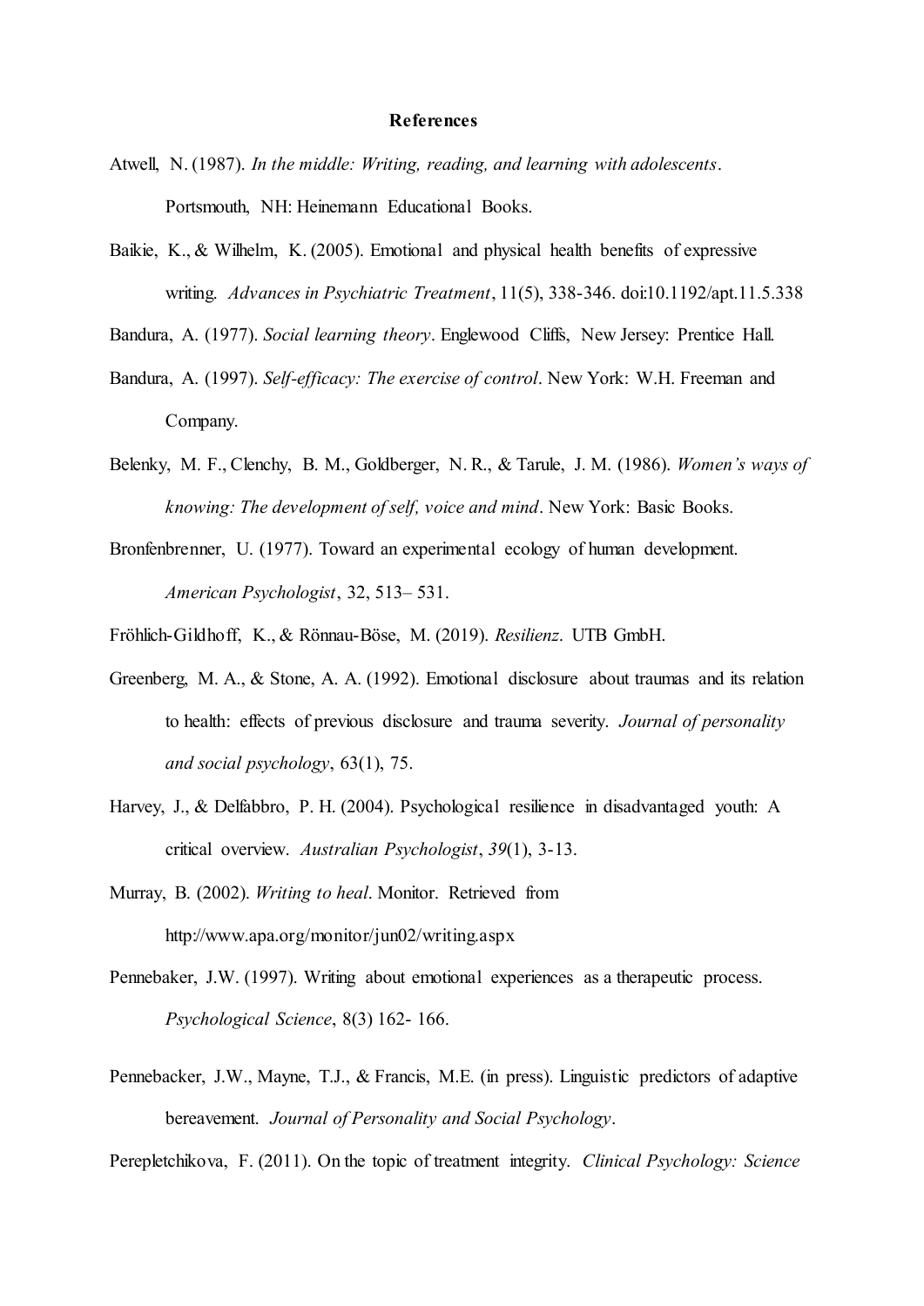**References**

Atwell, N. (1987). *In the middle: Writing, reading, and learning with adolescents*. Portsmouth, NH: Heinemann Educational Books.

Baikie, K., & Wilhelm, K. (2005). Emotional and physical health benefits of expressive writing. *Advances in Psychiatric Treatment*, 11(5), 338-346. doi:10.1192/apt.11.5.338

Bandura, A. (1977). *Social learning theory*. Englewood Cliffs, New Jersey: Prentice Hall.

Bandura, A. (1997). *Self-efficacy: The exercise of control*. New York: W.H. Freeman and Company.

Belenky, M. F., Clenchy, B. M., Goldberger, N. R., & Tarule, J. M. (1986). *Women's ways of knowing: The development of self, voice and mind*. New York: Basic Books.

Bronfenbrenner, U. (1977). Toward an experimental ecology of human development. *American Psychologist*, 32, 513– 531.

Fröhlich-Gildhoff, K., & Rönnau-Böse, M. (2019). *Resilienz*. UTB GmbH.

Greenberg, M. A., & Stone, A. A. (1992). Emotional disclosure about traumas and its relation to health: effects of previous disclosure and trauma severity. *Journal of personality and social psychology*, 63(1), 75.

Harvey, J., & Delfabbro, P. H. (2004). Psychological resilience in disadvantaged youth: A critical overview. *Australian Psychologist*, *39*(1), 3-13.

Murray, B. (2002). *Writing to heal*. Monitor. Retrieved from http://www.apa.org/monitor/jun02/writing.aspx

Pennebaker, J.W. (1997). Writing about emotional experiences as a therapeutic process. *Psychological Science*, 8(3) 162- 166.

Pennebacker, J.W., Mayne, T.J., & Francis, M.E. (in press). Linguistic predictors of adaptive bereavement. *Journal of Personality and Social Psychology*.

Perepletchikova, F. (2011). On the topic of treatment integrity. *Clinical Psychology: Science*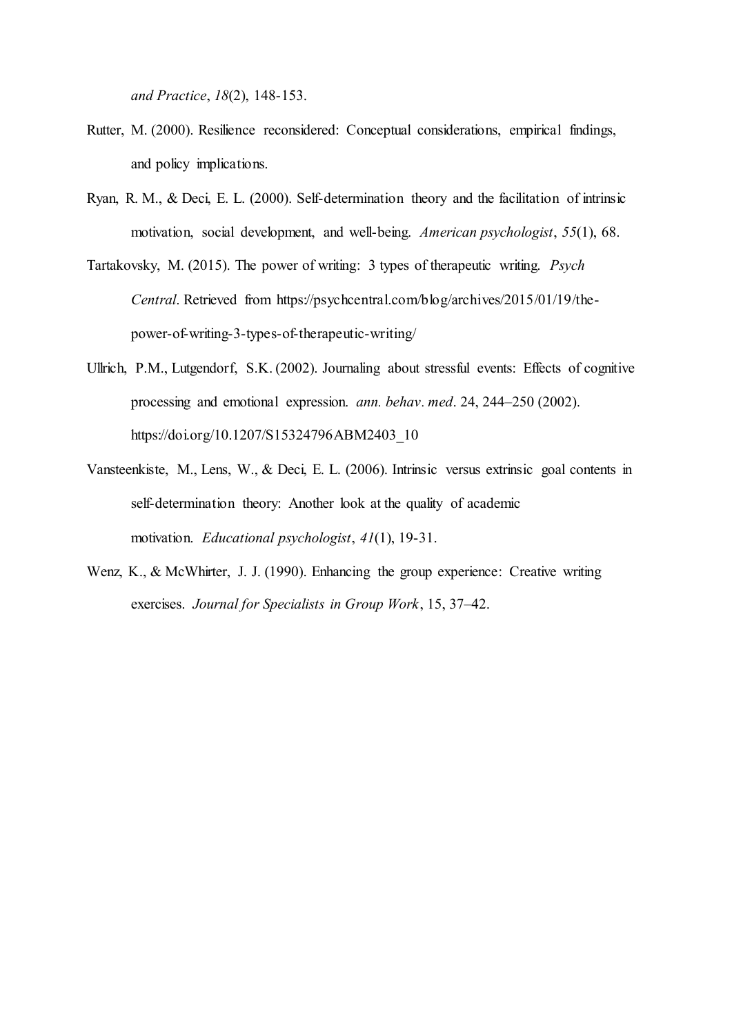*and Practice*, *18*(2), 148-153.

Rutter, M. (2000). Resilience reconsidered: Conceptual considerations, empirical findings, and policy implications.

Ryan, R. M., & Deci, E. L. (2000). Self-determination theory and the facilitation of intrinsic motivation, social development, and well-being. *American psychologist*, *55*(1), 68.

Tartakovsky, M. (2015). The power of writing: 3 types of therapeutic writing. *Psych Central*. Retrieved from https://psychcentral.com/blog/archives/2015/01/19/the-power-of-writing-3-types-of-therapeutic-writing/

Ullrich, P.M., Lutgendorf, S.K. (2002). Journaling about stressful events: Effects of cognitive processing and emotional expression. *ann. behav. med*. 24, 244–250 (2002). https://doi.org/10.1207/S15324796ABM2403_10

Vansteenkiste, M., Lens, W., & Deci, E. L. (2006). Intrinsic versus extrinsic goal contents in self-determination theory: Another look at the quality of academic motivation. *Educational psychologist*, *41*(1), 19-31.

Wenz, K., & McWhirter, J. J. (1990). Enhancing the group experience: Creative writing exercises. *Journal for Specialists in Group Work*, 15, 37–42.